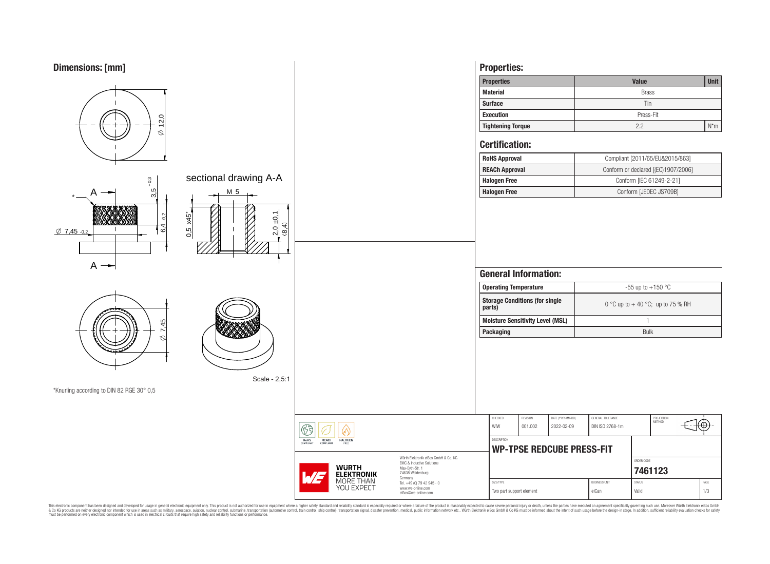## Dimensions: [mm]

Ø 12,0

3,5 +0,3

6,4 -0,2

Ø 7,45 -0,2

A

sectional drawing A-A

M 5

0,5 x45°

2,0 ±0,1

(8,4)

Ø 7,45

Scale - 2,5:1

*Knurling according to DIN 82 RGE 30° 0,5

## Properties:

| Properties | Value | Unit |
|---|---|---|
| Material | Brass | |
| Surface | Tin | |
| Execution | Press-Fit | |
| Tightening Torque | 2.2 | N*m |

## Certification:

| | |
|---|---|
| RoHS Approval | Compliant [2011/65/EU&2015/863] |
| REACh Approval | Conform or declared [(EC)1907/2006] |
| Halogen Free | Conform [IEC 61249-2-21] |
| Halogen Free | Conform [JEDEC JS709B] |

## General Information:

| | |
|---|---|
| Operating Temperature | -55 up to +150 °C |
| Storage Conditions (for single parts) | 0 °C up to + 40 °C; up to 75 % RH |
| Moisture Sensitivity Level (MSL) | 1 |
| Packaging | Bulk |

| CHECKED | REVISION | DATE (YYYY-MM-DD) | GENERAL TOLERANCE | PROJECTION METHOD |
|---|---|---|---|---|
| WIW | 001.002 | 2022-02-09 | DIN ISO 2768-1m | |

DESCRIPTION

**WP-TPSE REDCUBE PRESS-FIT**

ORDER CODE: **7461123**

| SIZE/TYPE | BUSINESS UNIT | STATUS | PAGE |
|---|---|---|---|
| Two part support element | eiCan | Valid | 1/3 |

RoHS COMPLIANT · REACh COMPLIANT · HALOGEN FREE

WÜRTH ELEKTRONIK MORE THAN YOU EXPECT

Würth Elektronik eiSos GmbH & Co. KG
EMC & Inductive Solutions
Max-Eyth-Str. 1
74638 Waldenburg
Germany
Tel. +49 (0) 79 42 945 - 0
www.we-online.com
eiSos@we-online.com

This electronic component has been designed and developed for usage in general electronic equipment only. This product is not authorized for use in equipment where a higher safety standard and reliability standard is especially required or where a failure of the product is reasonably expected to cause severe personal injury or death, unless the parties have executed an agreement specifically governing such use. Moreover Würth Elektronik eiSos GmbH & Co KG products are neither designed nor intended for use in areas such as military, aerospace, aviation, nuclear control, submarine, transportation (automotive control, train control, ship control), transportation signal, disaster prevention, medical, public information network etc.. Würth Elektronik eiSos GmbH & Co KG must be informed about the intent of such usage before the design-in stage. In addition, sufficient reliability evaluation checks for safety must be performed on every electronic component which is used in electrical circuits that require high safety and reliability functions or performance.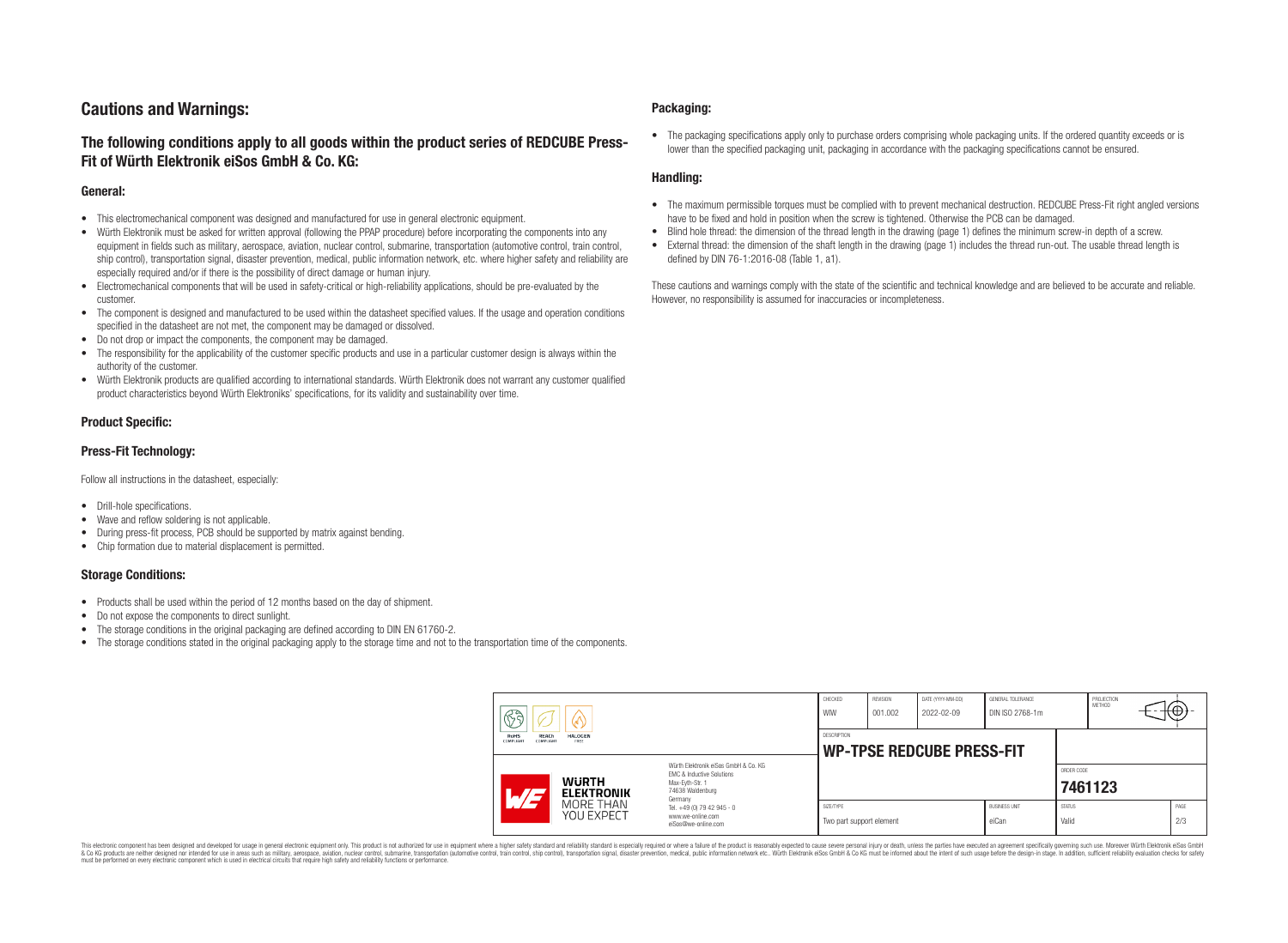# Cautions and Warnings:

## The following conditions apply to all goods within the product series of REDCUBE Press-Fit of Würth Elektronik eiSos GmbH & Co. KG:

### General:

- This electromechanical component was designed and manufactured for use in general electronic equipment.
- Würth Elektronik must be asked for written approval (following the PPAP procedure) before incorporating the components into any equipment in fields such as military, aerospace, aviation, nuclear control, submarine, transportation (automotive control, train control, ship control), transportation signal, disaster prevention, medical, public information network, etc. where higher safety and reliability are especially required and/or if there is the possibility of direct damage or human injury.
- Electromechanical components that will be used in safety-critical or high-reliability applications, should be pre-evaluated by the customer.
- The component is designed and manufactured to be used within the datasheet specified values. If the usage and operation conditions specified in the datasheet are not met, the component may be damaged or dissolved.
- Do not drop or impact the components, the component may be damaged.
- The responsibility for the applicability of the customer specific products and use in a particular customer design is always within the authority of the customer.
- Würth Elektronik products are qualified according to international standards. Würth Elektronik does not warrant any customer qualified product characteristics beyond Würth Elektroniks' specifications, for its validity and sustainability over time.

### Product Specific:

### Press-Fit Technology:

Follow all instructions in the datasheet, especially:

- Drill-hole specifications.
- Wave and reflow soldering is not applicable.
- During press-fit process, PCB should be supported by matrix against bending.
- Chip formation due to material displacement is permitted.

### Storage Conditions:

- Products shall be used within the period of 12 months based on the day of shipment.
- Do not expose the components to direct sunlight.
- The storage conditions in the original packaging are defined according to DIN EN 61760-2.
- The storage conditions stated in the original packaging apply to the storage time and not to the transportation time of the components.

### Packaging:

- The packaging specifications apply only to purchase orders comprising whole packaging units. If the ordered quantity exceeds or is lower than the specified packaging unit, packaging in accordance with the packaging specifications cannot be ensured.

### Handling:

- The maximum permissible torques must be complied with to prevent mechanical destruction. REDCUBE Press-Fit right angled versions have to be fixed and hold in position when the screw is tightened. Otherwise the PCB can be damaged.
- Blind hole thread: the dimension of the thread length in the drawing (page 1) defines the minimum screw-in depth of a screw.
- External thread: the dimension of the shaft length in the drawing (page 1) includes the thread run-out. The usable thread length is defined by DIN 76-1:2016-08 (Table 1, a1).

These cautions and warnings comply with the state of the scientific and technical knowledge and are believed to be accurate and reliable. However, no responsibility is assumed for inaccuracies or incompleteness.

| CHECKED | REVISION | DATE (YYYY-MM-DD) | GENERAL TOLERANCE | PROJECTION METHOD |
|---|---|---|---|---|
| WIW | 001.002 | 2022-02-09 | DIN ISO 2768-1m | |

| DESCRIPTION | ORDER CODE |
|---|---|
| **WP-TPSE REDCUBE PRESS-FIT** | **7461123** |

| SIZE/TYPE | BUSINESS UNIT | STATUS | PAGE |
|---|---|---|---|
| Two part support element | eiCan | Valid | 2/3 |

Würth Elektronik eiSos GmbH & Co. KG
EMC & Inductive Solutions
Max-Eyth-Str. 1
74638 Waldenburg
Germany
Tel. +49 (0) 79 42 945 - 0
www.we-online.com
eiSos@we-online.com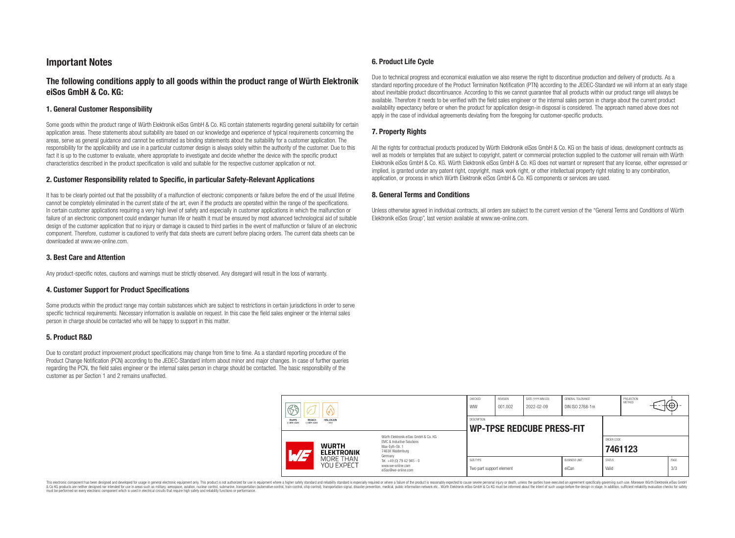# Important Notes

## The following conditions apply to all goods within the product range of Würth Elektronik eiSos GmbH & Co. KG:

### 1. General Customer Responsibility

Some goods within the product range of Würth Elektronik eiSos GmbH & Co. KG contain statements regarding general suitability for certain application areas. These statements about suitability are based on our knowledge and experience of typical requirements concerning the areas, serve as general guidance and cannot be estimated as binding statements about the suitability for a customer application. The responsibility for the applicability and use in a particular customer design is always solely within the authority of the customer. Due to this fact it is up to the customer to evaluate, where appropriate to investigate and decide whether the device with the specific product characteristics described in the product specification is valid and suitable for the respective customer application or not.

### 2. Customer Responsibility related to Specific, in particular Safety-Relevant Applications

It has to be clearly pointed out that the possibility of a malfunction of electronic components or failure before the end of the usual lifetime cannot be completely eliminated in the current state of the art, even if the products are operated within the range of the specifications. In certain customer applications requiring a very high level of safety and especially in customer applications in which the malfunction or failure of an electronic component could endanger human life or health it must be ensured by most advanced technological aid of suitable design of the customer application that no injury or damage is caused to third parties in the event of malfunction or failure of an electronic component. Therefore, customer is cautioned to verify that data sheets are current before placing orders. The current data sheets can be downloaded at www.we-online.com.

### 3. Best Care and Attention

Any product-specific notes, cautions and warnings must be strictly observed. Any disregard will result in the loss of warranty.

### 4. Customer Support for Product Specifications

Some products within the product range may contain substances which are subject to restrictions in certain jurisdictions in order to serve specific technical requirements. Necessary information is available on request. In this case the field sales engineer or the internal sales person in charge should be contacted who will be happy to support in this matter.

### 5. Product R&D

Due to constant product improvement product specifications may change from time to time. As a standard reporting procedure of the Product Change Notification (PCN) according to the JEDEC-Standard inform about minor and major changes. In case of further queries regarding the PCN, the field sales engineer or the internal sales person in charge should be contacted. The basic responsibility of the customer as per Section 1 and 2 remains unaffected.

### 6. Product Life Cycle

Due to technical progress and economical evaluation we also reserve the right to discontinue production and delivery of products. As a standard reporting procedure of the Product Termination Notification (PTN) according to the JEDEC-Standard we will inform at an early stage about inevitable product discontinuance. According to this we cannot guarantee that all products within our product range will always be available. Therefore it needs to be verified with the field sales engineer or the internal sales person in charge about the current product availability expectancy before or when the product for application design-in disposal is considered. The approach named above does not apply in the case of individual agreements deviating from the foregoing for customer-specific products.

### 7. Property Rights

All the rights for contractual products produced by Würth Elektronik eiSos GmbH & Co. KG on the basis of ideas, development contracts as well as models or templates that are subject to copyright, patent or commercial protection supplied to the customer will remain with Würth Elektronik eiSos GmbH & Co. KG. Würth Elektronik eiSos GmbH & Co. KG does not warrant or represent that any license, either expressed or implied, is granted under any patent right, copyright, mask work right, or other intellectual property right relating to any combination, application, or process in which Würth Elektronik eiSos GmbH & Co. KG components or services are used.

### 8. General Terms and Conditions

Unless otherwise agreed in individual contracts, all orders are subject to the current version of the "General Terms and Conditions of Würth Elektronik eiSos Group", last version available at www.we-online.com.

| | | | | | | |
|---|---|---|---|---|---|---|
| CHECKED WIW | REVISION 001.002 | DATE (YYYY-MM-DD) 2022-02-09 | GENERAL TOLERANCE DIN ISO 2768-1m | PROJECTION METHOD | | |
| DESCRIPTION **WP-TPSE REDCUBE PRESS-FIT** | | | | | | |
| | | | | ORDER CODE **7461123** | | |
| SIZE/TYPE Two part support element | | | BUSINESS UNIT eiCan | STATUS Valid | | PAGE 3/3 |

Würth Elektronik eiSos GmbH & Co. KG
EMC & Inductive Solutions
Max-Eyth-Str. 1
74638 Waldenburg
Germany
Tel. +49 (0) 79 42 945 - 0
www.we-online.com
eiSos@we-online.com

This electronic component has been designed and developed for usage in general electronic equipment only. This product is not authorized for use in equipment where a higher safety standard and reliability standard is especially required or where a failure of the product is reasonably expected to cause severe personal injury or death, unless the parties have executed an agreement specifically governing such use. Moreover Würth Elektronik eiSos GmbH & Co KG products are neither designed nor intended for use in areas such as military, aerospace, aviation, nuclear control, submarine, transportation (automotive control, train control, ship control), transportation signal, disaster prevention, medical, public information network etc.. Würth Elektronik eiSos GmbH & Co KG must be informed about the intent of such usage before the design-in stage. In addition, sufficient reliability evaluation checks for safety must be performed on every electronic component which is used in electrical circuits that require high safety and reliability functions or performance.